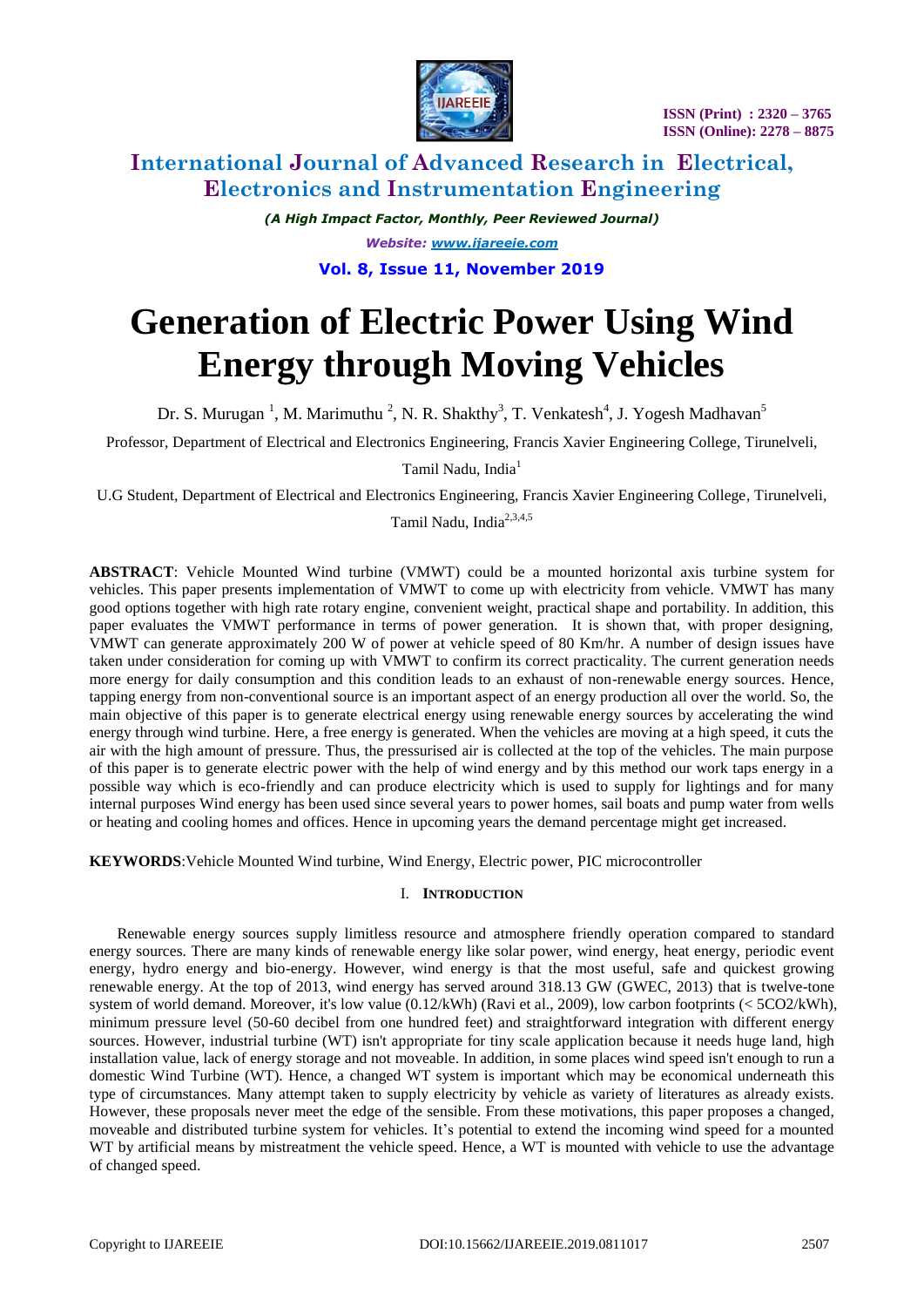# Generation of Electric Power Using Wind Energy through Moving Vehicles

Dr. S. Murugan [1], M. Marimuthu [2], N. R. Shakthy[3], T. Venkatesh[4], J. Yogesh Madhavan[5]

Professor, Department of Electrical and Electronics Engineering, Francis Xavier Engineering College, Tirunelveli, Tamil Nadu, India[1]

U.G Student, Department of Electrical and Electronics Engineering, Francis Xavier Engineering College, Tirunelveli, Tamil Nadu, India[2,3,4,5]

**ABSTRACT**: Vehicle Mounted Wind turbine (VMWT) could be a mounted horizontal axis turbine system for vehicles. This paper presents implementation of VMWT to come up with electricity from vehicle. VMWT has many good options together with high rate rotary engine, convenient weight, practical shape and portability. In addition, this paper evaluates the VMWT performance in terms of power generation. It is shown that, with proper designing, VMWT can generate approximately 200 W of power at vehicle speed of 80 Km/hr. A number of design issues have taken under consideration for coming up with VMWT to confirm its correct practicality. The current generation needs more energy for daily consumption and this condition leads to an exhaust of non-renewable energy sources. Hence, tapping energy from non-conventional source is an important aspect of an energy production all over the world. So, the main objective of this paper is to generate electrical energy using renewable energy sources by accelerating the wind energy through wind turbine. Here, a free energy is generated. When the vehicles are moving at a high speed, it cuts the air with the high amount of pressure. Thus, the pressurised air is collected at the top of the vehicles. The main purpose of this paper is to generate electric power with the help of wind energy and by this method our work taps energy in a possible way which is eco-friendly and can produce electricity which is used to supply for lightings and for many internal purposes Wind energy has been used since several years to power homes, sail boats and pump water from wells or heating and cooling homes and offices. Hence in upcoming years the demand percentage might get increased.

**KEYWORDS**:Vehicle Mounted Wind turbine, Wind Energy, Electric power, PIC microcontroller

## I. INTRODUCTION

Renewable energy sources supply limitless resource and atmosphere friendly operation compared to standard energy sources. There are many kinds of renewable energy like solar power, wind energy, heat energy, periodic event energy, hydro energy and bio-energy. However, wind energy is that the most useful, safe and quickest growing renewable energy. At the top of 2013, wind energy has served around 318.13 GW (GWEC, 2013) that is twelve-tone system of world demand. Moreover, it's low value (0.12/kWh) (Ravi et al., 2009), low carbon footprints (< 5CO2/kWh), minimum pressure level (50-60 decibel from one hundred feet) and straightforward integration with different energy sources. However, industrial turbine (WT) isn't appropriate for tiny scale application because it needs huge land, high installation value, lack of energy storage and not moveable. In addition, in some places wind speed isn't enough to run a domestic Wind Turbine (WT). Hence, a changed WT system is important which may be economical underneath this type of circumstances. Many attempt taken to supply electricity by vehicle as variety of literatures as already exists. However, these proposals never meet the edge of the sensible. From these motivations, this paper proposes a changed, moveable and distributed turbine system for vehicles. It's potential to extend the incoming wind speed for a mounted WT by artificial means by mistreatment the vehicle speed. Hence, a WT is mounted with vehicle to use the advantage of changed speed.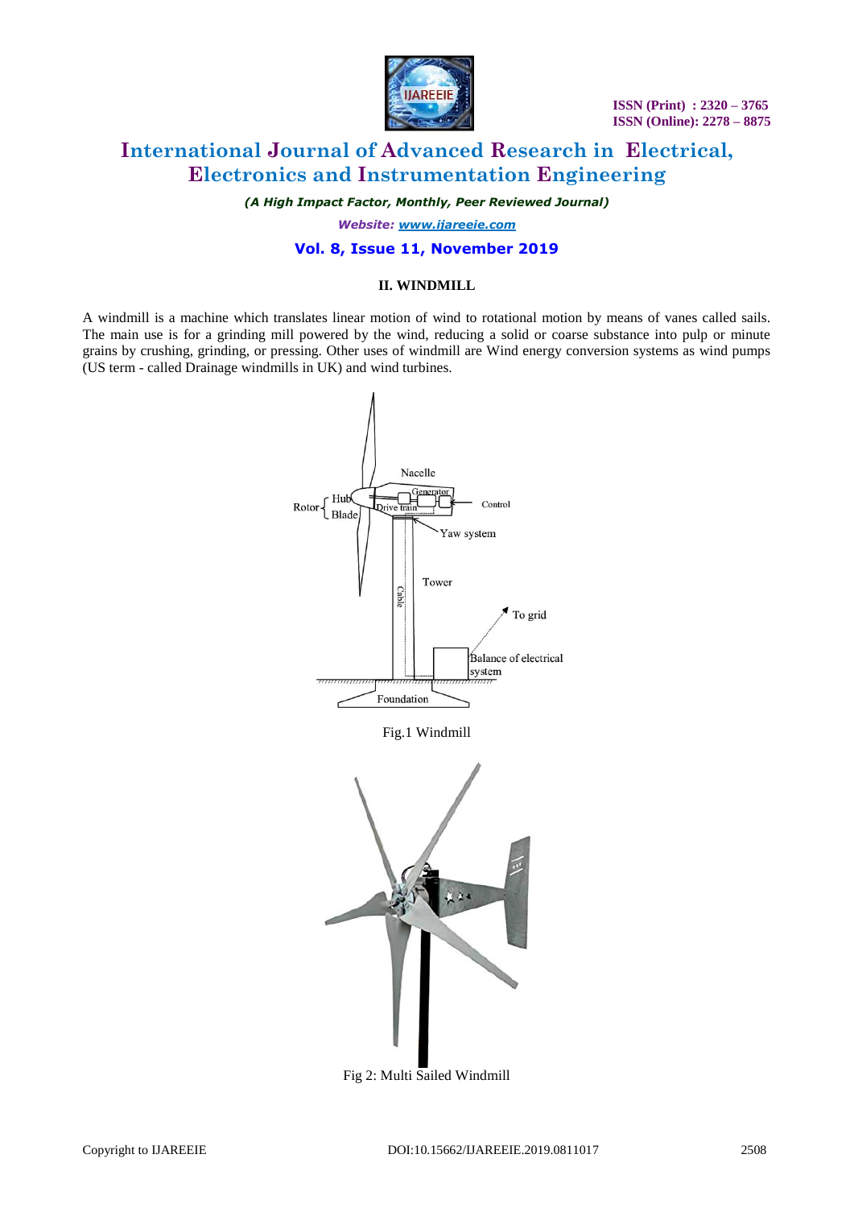## II. WINDMILL

A windmill is a machine which translates linear motion of wind to rotational motion by means of vanes called sails. The main use is for a grinding mill powered by the wind, reducing a solid or coarse substance into pulp or minute grains by crushing, grinding, or pressing. Other uses of windmill are Wind energy conversion systems as wind pumps (US term - called Drainage windmills in UK) and wind turbines.

Fig.1 Windmill

Fig 2: Multi Sailed Windmill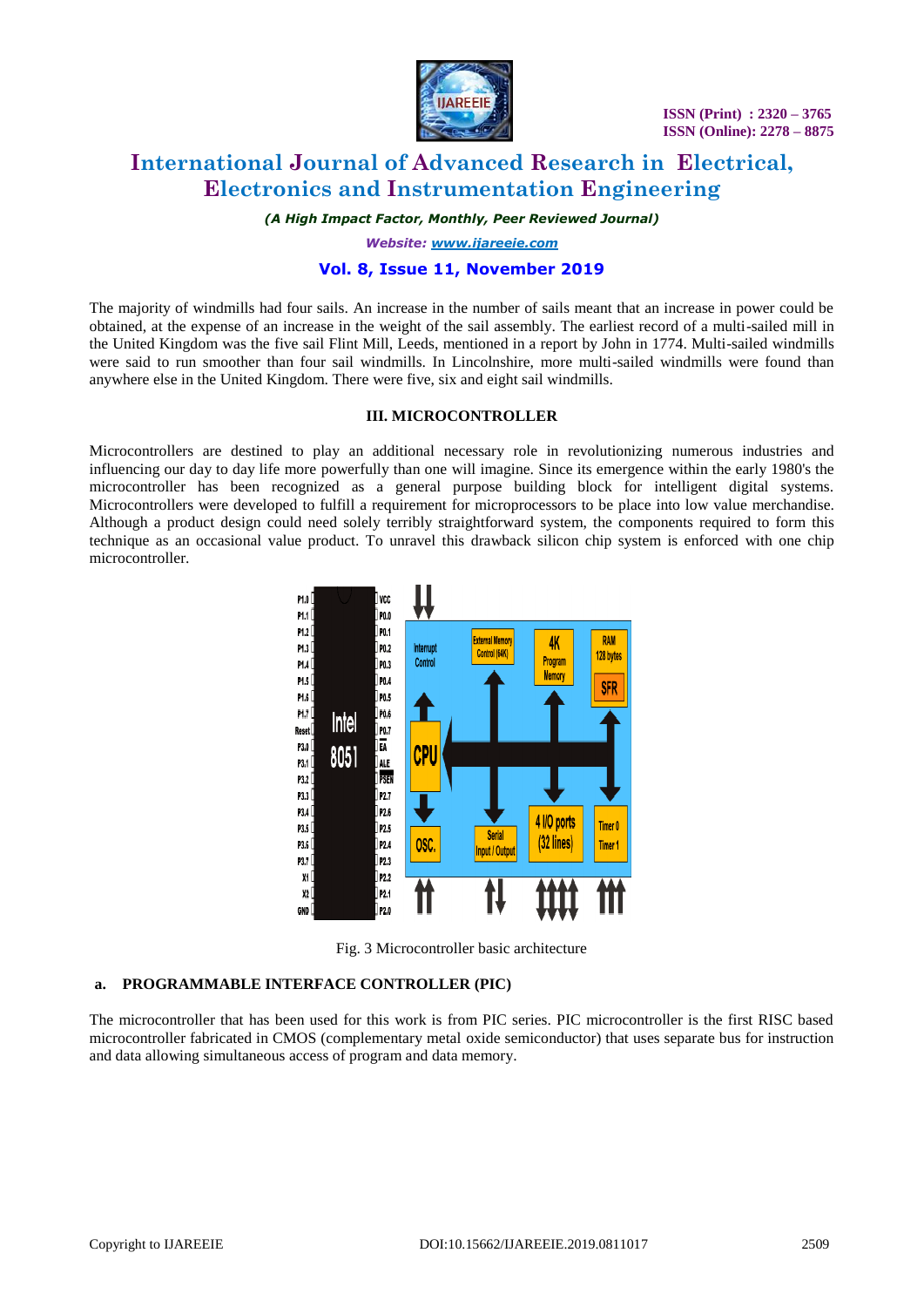The majority of windmills had four sails. An increase in the number of sails meant that an increase in power could be obtained, at the expense of an increase in the weight of the sail assembly. The earliest record of a multi-sailed mill in the United Kingdom was the five sail Flint Mill, Leeds, mentioned in a report by John in 1774. Multi-sailed windmills were said to run smoother than four sail windmills. In Lincolnshire, more multi-sailed windmills were found than anywhere else in the United Kingdom. There were five, six and eight sail windmills.

## III. MICROCONTROLLER

Microcontrollers are destined to play an additional necessary role in revolutionizing numerous industries and influencing our day to day life more powerfully than one will imagine. Since its emergence within the early 1980's the microcontroller has been recognized as a general purpose building block for intelligent digital systems. Microcontrollers were developed to fulfill a requirement for microprocessors to be place into low value merchandise. Although a product design could need solely terribly straightforward system, the components required to form this technique as an occasional value product. To unravel this drawback silicon chip system is enforced with one chip microcontroller.

Fig. 3 Microcontroller basic architecture

### a. PROGRAMMABLE INTERFACE CONTROLLER (PIC)

The microcontroller that has been used for this work is from PIC series. PIC microcontroller is the first RISC based microcontroller fabricated in CMOS (complementary metal oxide semiconductor) that uses separate bus for instruction and data allowing simultaneous access of program and data memory.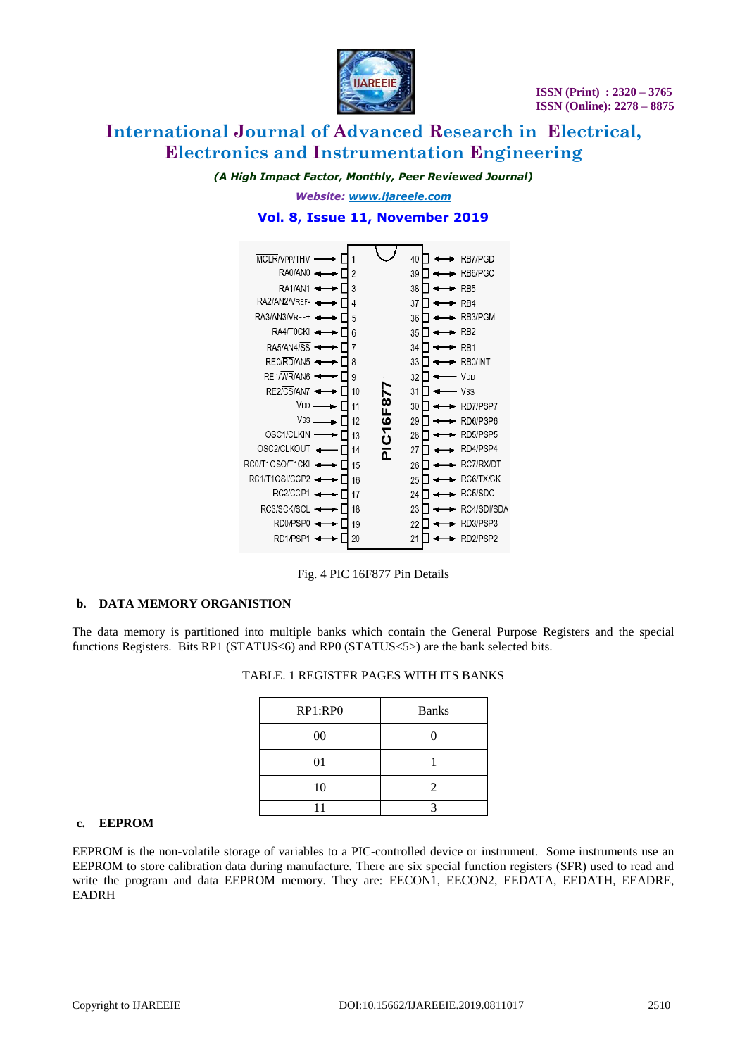Fig. 4 PIC 16F877 Pin Details

**b. DATA MEMORY ORGANISTION**

The data memory is partitioned into multiple banks which contain the General Purpose Registers and the special functions Registers. Bits RP1 (STATUS<6) and RP0 (STATUS<5>) are the bank selected bits.

TABLE. 1 REGISTER PAGES WITH ITS BANKS

| RP1:RP0 | Banks |
|---|---|
| 00 | 0 |
| 01 | 1 |
| 10 | 2 |
| 11 | 3 |

**c. EEPROM**

EEPROM is the non-volatile storage of variables to a PIC-controlled device or instrument. Some instruments use an EEPROM to store calibration data during manufacture. There are six special function registers (SFR) used to read and write the program and data EEPROM memory. They are: EECON1, EECON2, EEDATA, EEDATH, EEADRE, EADRH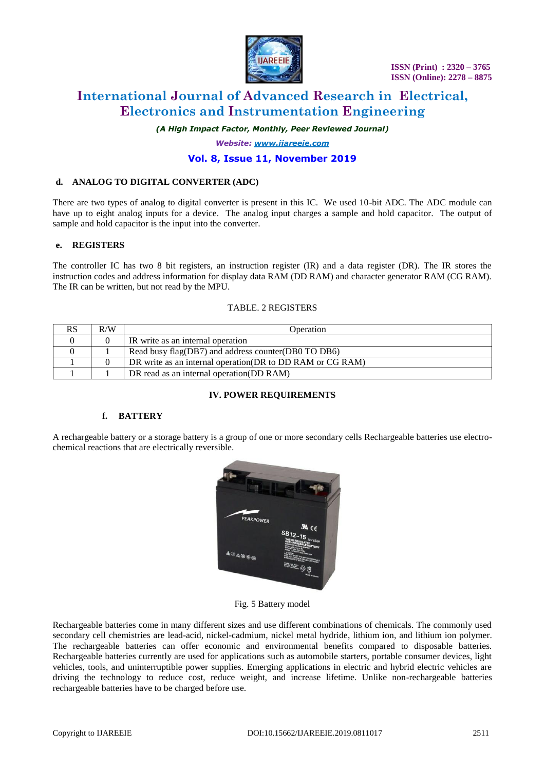#### d. ANALOG TO DIGITAL CONVERTER (ADC)

There are two types of analog to digital converter is present in this IC. We used 10-bit ADC. The ADC module can have up to eight analog inputs for a device. The analog input charges a sample and hold capacitor. The output of sample and hold capacitor is the input into the converter.

#### e. REGISTERS

The controller IC has two 8 bit registers, an instruction register (IR) and a data register (DR). The IR stores the instruction codes and address information for display data RAM (DD RAM) and character generator RAM (CG RAM). The IR can be written, but not read by the MPU.

TABLE. 2 REGISTERS

| RS | R/W | Operation |
|---|---|---|
| 0 | 0 | IR write as an internal operation |
| 0 | 1 | Read busy flag(DB7) and address counter(DB0 TO DB6) |
| 1 | 0 | DR write as an internal operation(DR to DD RAM or CG RAM) |
| 1 | 1 | DR read as an internal operation(DD RAM) |

## IV. POWER REQUIREMENTS

#### f. BATTERY

A rechargeable battery or a storage battery is a group of one or more secondary cells Rechargeable batteries use electro-chemical reactions that are electrically reversible.

Fig. 5 Battery model

Rechargeable batteries come in many different sizes and use different combinations of chemicals. The commonly used secondary cell chemistries are lead-acid, nickel-cadmium, nickel metal hydride, lithium ion, and lithium ion polymer. The rechargeable batteries can offer economic and environmental benefits compared to disposable batteries. Rechargeable batteries currently are used for applications such as automobile starters, portable consumer devices, light vehicles, tools, and uninterruptible power supplies. Emerging applications in electric and hybrid electric vehicles are driving the technology to reduce cost, reduce weight, and increase lifetime. Unlike non-rechargeable batteries rechargeable batteries have to be charged before use.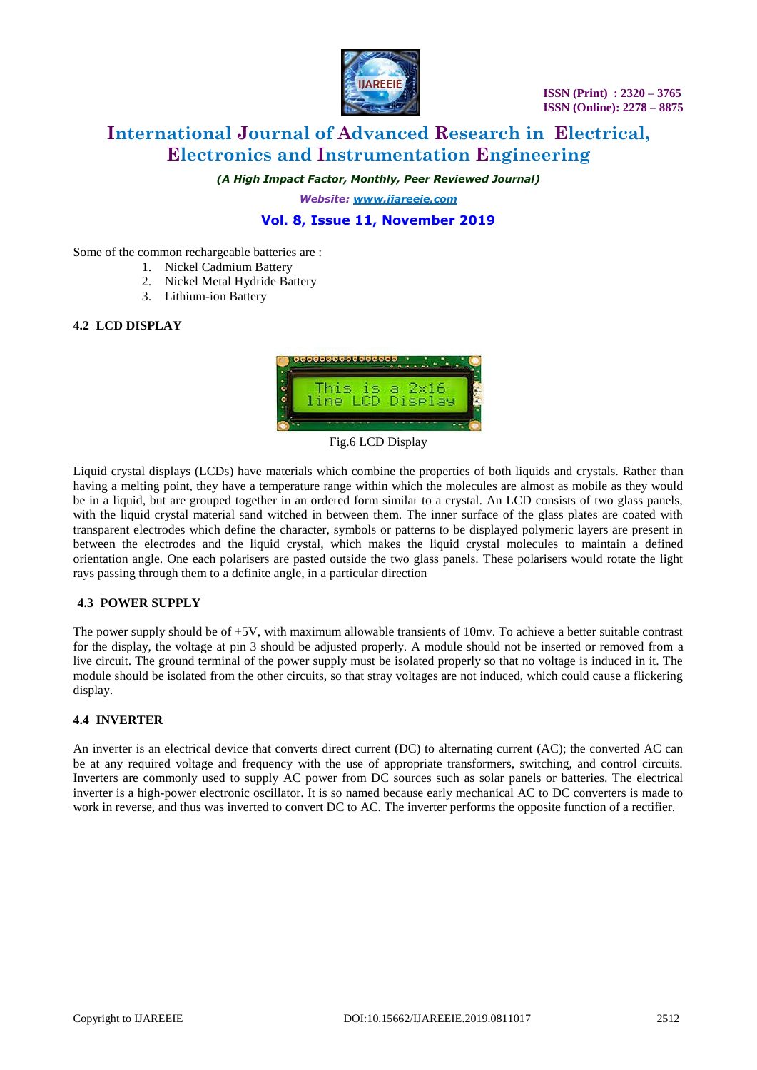Some of the common rechargeable batteries are :

1. Nickel Cadmium Battery
2. Nickel Metal Hydride Battery
3. Lithium-ion Battery

### 4.2 LCD DISPLAY

Fig.6 LCD Display

Liquid crystal displays (LCDs) have materials which combine the properties of both liquids and crystals. Rather than having a melting point, they have a temperature range within which the molecules are almost as mobile as they would be in a liquid, but are grouped together in an ordered form similar to a crystal. An LCD consists of two glass panels, with the liquid crystal material sand witched in between them. The inner surface of the glass plates are coated with transparent electrodes which define the character, symbols or patterns to be displayed polymeric layers are present in between the electrodes and the liquid crystal, which makes the liquid crystal molecules to maintain a defined orientation angle. One each polarisers are pasted outside the two glass panels. These polarisers would rotate the light rays passing through them to a definite angle, in a particular direction

### 4.3 POWER SUPPLY

The power supply should be of +5V, with maximum allowable transients of 10mv. To achieve a better suitable contrast for the display, the voltage at pin 3 should be adjusted properly. A module should not be inserted or removed from a live circuit. The ground terminal of the power supply must be isolated properly so that no voltage is induced in it. The module should be isolated from the other circuits, so that stray voltages are not induced, which could cause a flickering display.

### 4.4 INVERTER

An inverter is an electrical device that converts direct current (DC) to alternating current (AC); the converted AC can be at any required voltage and frequency with the use of appropriate transformers, switching, and control circuits. Inverters are commonly used to supply AC power from DC sources such as solar panels or batteries. The electrical inverter is a high-power electronic oscillator. It is so named because early mechanical AC to DC converters is made to work in reverse, and thus was inverted to convert DC to AC. The inverter performs the opposite function of a rectifier.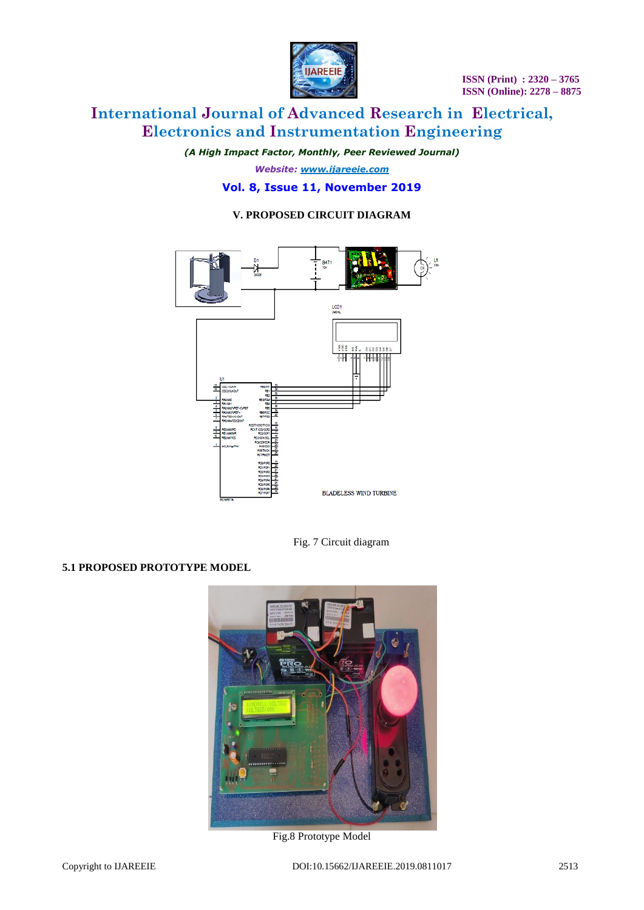## V. PROPOSED CIRCUIT DIAGRAM

Fig. 7 Circuit diagram

### 5.1 PROPOSED PROTOTYPE MODEL

Fig.8 Prototype Model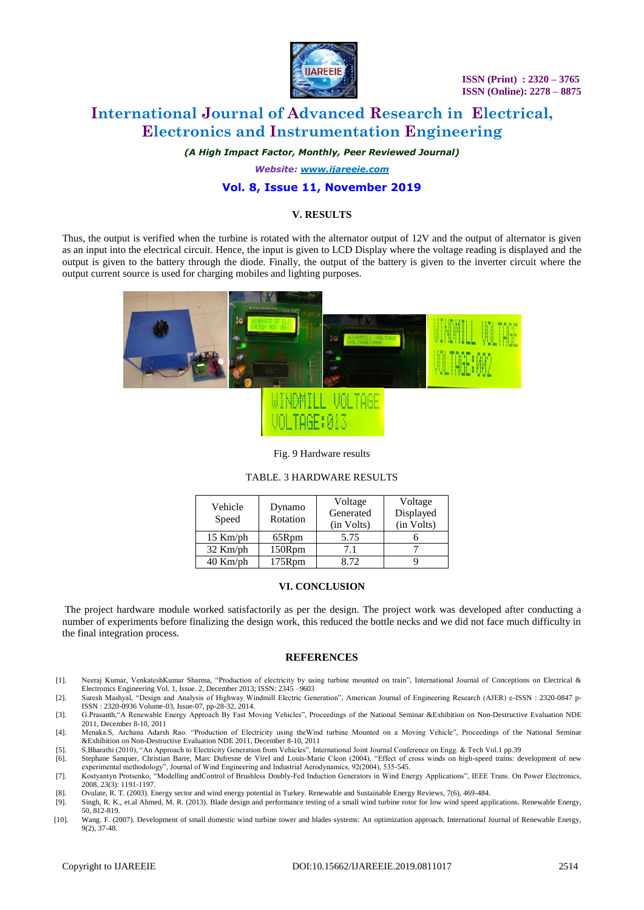## V. RESULTS

Thus, the output is verified when the turbine is rotated with the alternator output of 12V and the output of alternator is given as an input into the electrical circuit. Hence, the input is given to LCD Display where the voltage reading is displayed and the output is given to the battery through the diode. Finally, the output of the battery is given to the inverter circuit where the output current source is used for charging mobiles and lighting purposes.

Fig. 9 Hardware results

TABLE. 3 HARDWARE RESULTS

| Vehicle Speed | Dynamo Rotation | Voltage Generated (in Volts) | Voltage Displayed (in Volts) |
|---|---|---|---|
| 15 Km/ph | 65Rpm | 5.75 | 6 |
| 32 Km/ph | 150Rpm | 7.1 | 7 |
| 40 Km/ph | 175Rpm | 8.72 | 9 |

## VI. CONCLUSION

The project hardware module worked satisfactorily as per the design. The project work was developed after conducting a number of experiments before finalizing the design work, this reduced the bottle necks and we did not face much difficulty in the final integration process.

## REFERENCES

[1]. Neeraj Kumar, VenkateshKumar Sharma, "Production of electricity by using turbine mounted on train", International Journal of Conceptions on Electrical & Electronics Engineering Vol. 1, Issue. 2, December 2013; ISSN: 2345 –9603

[2]. Suresh Mashyal, "Design and Analysis of Highway Windmill Electric Generation", American Journal of Engineering Research (AJER) e-ISSN : 2320-0847 p-ISSN : 2320-0936 Volume-03, Issue-07, pp-28-32, 2014.

[3]. G.Prasanth,"A Renewable Energy Approach By Fast Moving Vehicles", Proceedings of the National Seminar &Exhibition on Non-Destructive Evaluation NDE 2011, December 8-10, 2011

[4]. Menaka.S, Archana Adarsh Rao. "Production of Electricity using theWind turbine Mounted on a Moving Vehicle", Proceedings of the National Seminar &Exhibition on Non-Destructive Evaluation NDE 2011, December 8-10, 2011

[5]. S.Bharathi (2010), "An Approach to Electricity Generation from Vehicles", International Joint Journal Conference on Engg. & Tech Vol.1 pp.39

[6]. Stephane Sanquer, Christian Barre, Marc Dufresne de Virel and Louis-Marie Cleon (2004), "Effect of cross winds on high-speed trains: development of new experimental methodology", Journal of Wind Engineering and Industrial Aerodynamics, 92(2004), 535-545.

[7]. Kostyantyn Protsenko, "Modelling andControl of Brushless Doubly-Fed Induction Generators in Wind Energy Applications", IEEE Trans. On Power Electronics, 2008, 23(3): 1191-1197.

[8]. Ovulate, R. T. (2003). Energy sector and wind energy potential in Turkey. Renewable and Sustainable Energy Reviews, 7(6), 469-484.

[9]. Singh, R. K., et.al Ahmed, M. R. (2013). Blade design and performance testing of a small wind turbine rotor for low wind speed applications. Renewable Energy, 50, 812-819.

[10]. Wang. F. (2007). Development of small domestic wind turbine tower and blades systems: An optimization approach. International Journal of Renewable Energy, 9(2), 37-48.